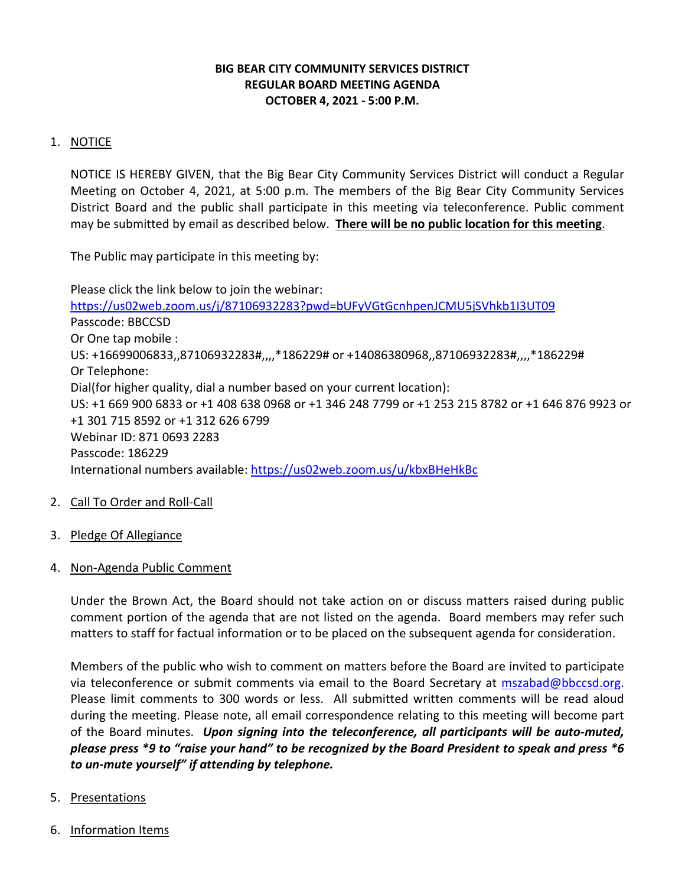**BIG BEAR CITY COMMUNITY SERVICES DISTRICT**
**REGULAR BOARD MEETING AGENDA**
**OCTOBER 4, 2021 - 5:00 P.M.**

1. NOTICE

   NOTICE IS HEREBY GIVEN, that the Big Bear City Community Services District will conduct a Regular Meeting on October 4, 2021, at 5:00 p.m. The members of the Big Bear City Community Services District Board and the public shall participate in this meeting via teleconference. Public comment may be submitted by email as described below. **There will be no public location for this meeting**.

   The Public may participate in this meeting by:

   Please click the link below to join the webinar:
   https://us02web.zoom.us/j/87106932283?pwd=bUFyVGtGcnhpenJCMU5jSVhkb1I3UT09
   Passcode: BBCCSD
   Or One tap mobile :
   US: +16699006833,,87106932283#,,,,*186229# or +14086380968,,87106932283#,,,,*186229#
   Or Telephone:
   Dial(for higher quality, dial a number based on your current location):
   US: +1 669 900 6833 or +1 408 638 0968 or +1 346 248 7799 or +1 253 215 8782 or +1 646 876 9923 or +1 301 715 8592 or +1 312 626 6799
   Webinar ID: 871 0693 2283
   Passcode: 186229
   International numbers available: https://us02web.zoom.us/u/kbxBHeHkBc

2. Call To Order and Roll-Call

3. Pledge Of Allegiance

4. Non-Agenda Public Comment

   Under the Brown Act, the Board should not take action on or discuss matters raised during public comment portion of the agenda that are not listed on the agenda. Board members may refer such matters to staff for factual information or to be placed on the subsequent agenda for consideration.

   Members of the public who wish to comment on matters before the Board are invited to participate via teleconference or submit comments via email to the Board Secretary at mszabad@bbccsd.org. Please limit comments to 300 words or less. All submitted written comments will be read aloud during the meeting. Please note, all email correspondence relating to this meeting will become part of the Board minutes. ***Upon signing into the teleconference, all participants will be auto-muted, please press *9 to "raise your hand" to be recognized by the Board President to speak and press *6 to un-mute yourself" if attending by telephone.***

5. Presentations

6. Information Items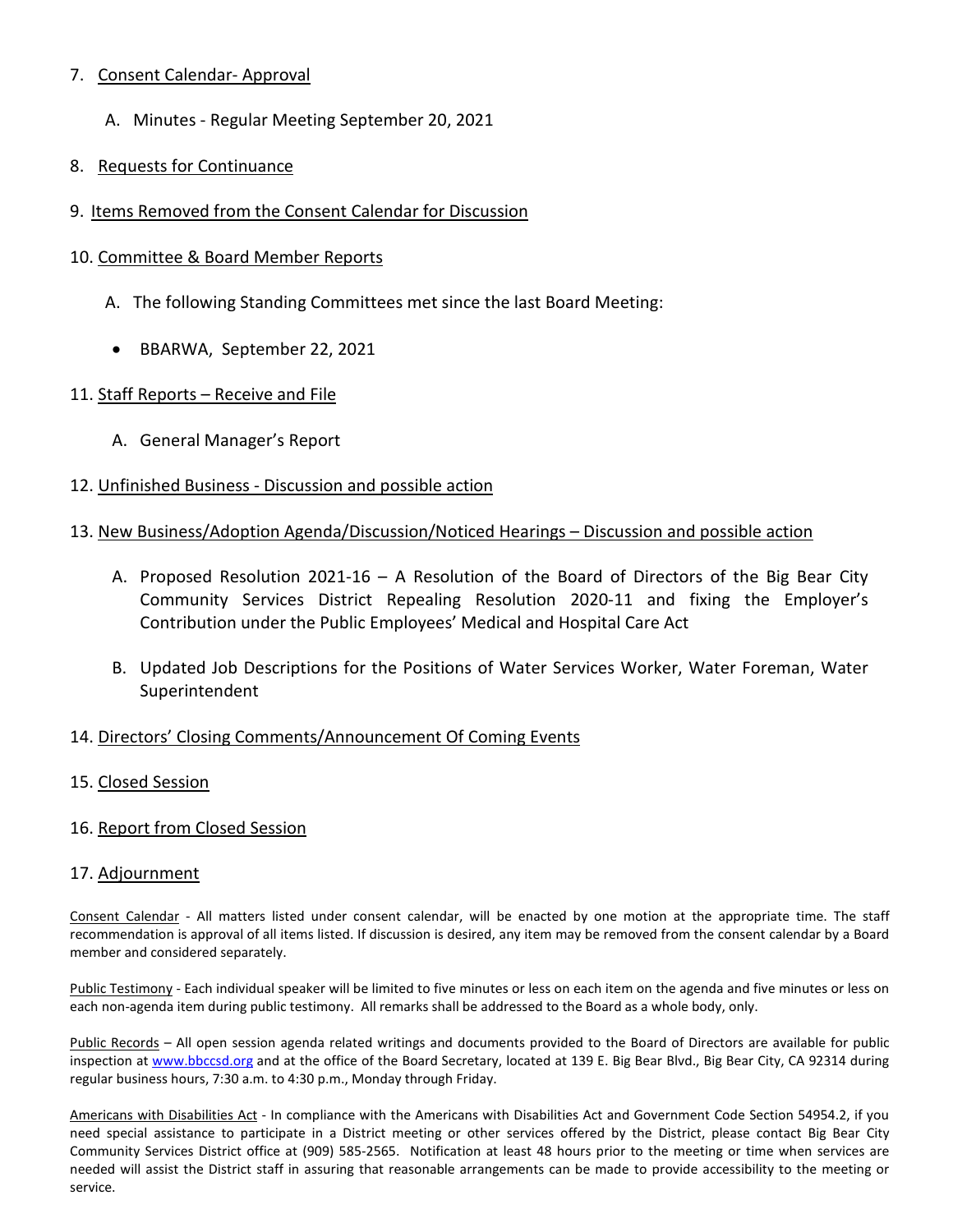7. <u>Consent Calendar- Approval</u>

   A. Minutes - Regular Meeting September 20, 2021

8. <u>Requests for Continuance</u>

9. <u>Items Removed from the Consent Calendar for Discussion</u>

10. <u>Committee & Board Member Reports</u>

    A. The following Standing Committees met since the last Board Meeting:

    - BBARWA, September 22, 2021

11. <u>Staff Reports – Receive and File</u>

    A. General Manager's Report

12. <u>Unfinished Business - Discussion and possible action</u>

13. <u>New Business/Adoption Agenda/Discussion/Noticed Hearings – Discussion and possible action</u>

    A. Proposed Resolution 2021-16 – A Resolution of the Board of Directors of the Big Bear City Community Services District Repealing Resolution 2020-11 and fixing the Employer's Contribution under the Public Employees' Medical and Hospital Care Act

    B. Updated Job Descriptions for the Positions of Water Services Worker, Water Foreman, Water Superintendent

14. <u>Directors' Closing Comments/Announcement Of Coming Events</u>

15. <u>Closed Session</u>

16. <u>Report from Closed Session</u>

17. <u>Adjournment</u>

<u>Consent Calendar</u> - All matters listed under consent calendar, will be enacted by one motion at the appropriate time. The staff recommendation is approval of all items listed. If discussion is desired, any item may be removed from the consent calendar by a Board member and considered separately.

<u>Public Testimony</u> - Each individual speaker will be limited to five minutes or less on each item on the agenda and five minutes or less on each non-agenda item during public testimony. All remarks shall be addressed to the Board as a whole body, only.

<u>Public Records</u> – All open session agenda related writings and documents provided to the Board of Directors are available for public inspection at [www.bbccsd.org](http://www.bbccsd.org) and at the office of the Board Secretary, located at 139 E. Big Bear Blvd., Big Bear City, CA 92314 during regular business hours, 7:30 a.m. to 4:30 p.m., Monday through Friday.

<u>Americans with Disabilities Act</u> - In compliance with the Americans with Disabilities Act and Government Code Section 54954.2, if you need special assistance to participate in a District meeting or other services offered by the District, please contact Big Bear City Community Services District office at (909) 585-2565. Notification at least 48 hours prior to the meeting or time when services are needed will assist the District staff in assuring that reasonable arrangements can be made to provide accessibility to the meeting or service.